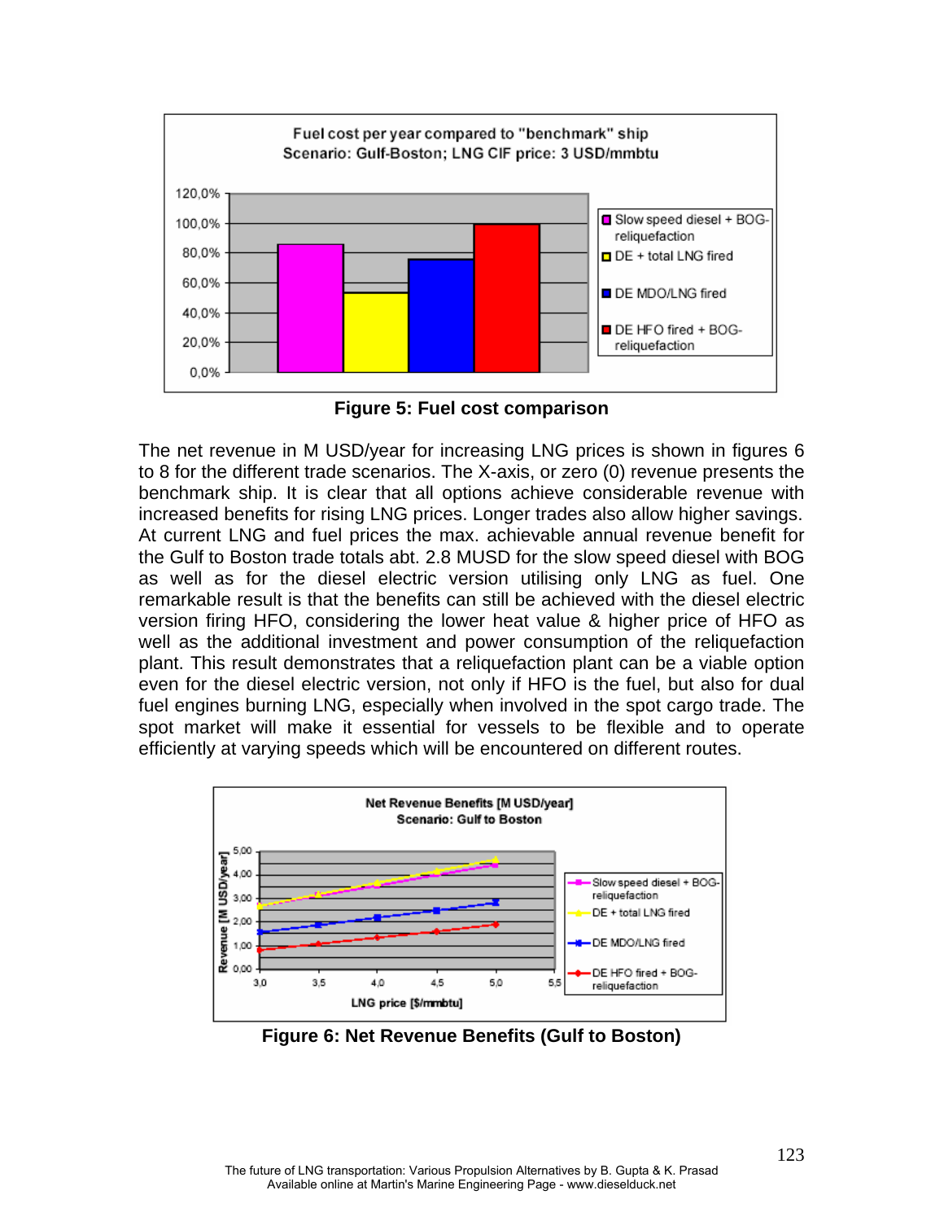**Figure 5: Fuel cost comparison**

The net revenue in M USD/year for increasing LNG prices is shown in figures 6 to 8 for the different trade scenarios. The X-axis, or zero (0) revenue presents the benchmark ship. It is clear that all options achieve considerable revenue with increased benefits for rising LNG prices. Longer trades also allow higher savings. At current LNG and fuel prices the max. achievable annual revenue benefit for the Gulf to Boston trade totals abt. 2.8 MUSD for the slow speed diesel with BOG as well as for the diesel electric version utilising only LNG as fuel. One remarkable result is that the benefits can still be achieved with the diesel electric version firing HFO, considering the lower heat value & higher price of HFO as well as the additional investment and power consumption of the reliquefaction plant. This result demonstrates that a reliquefaction plant can be a viable option even for the diesel electric version, not only if HFO is the fuel, but also for dual fuel engines burning LNG, especially when involved in the spot cargo trade. The spot market will make it essential for vessels to be flexible and to operate efficiently at varying speeds which will be encountered on different routes.

**Figure 6: Net Revenue Benefits (Gulf to Boston)**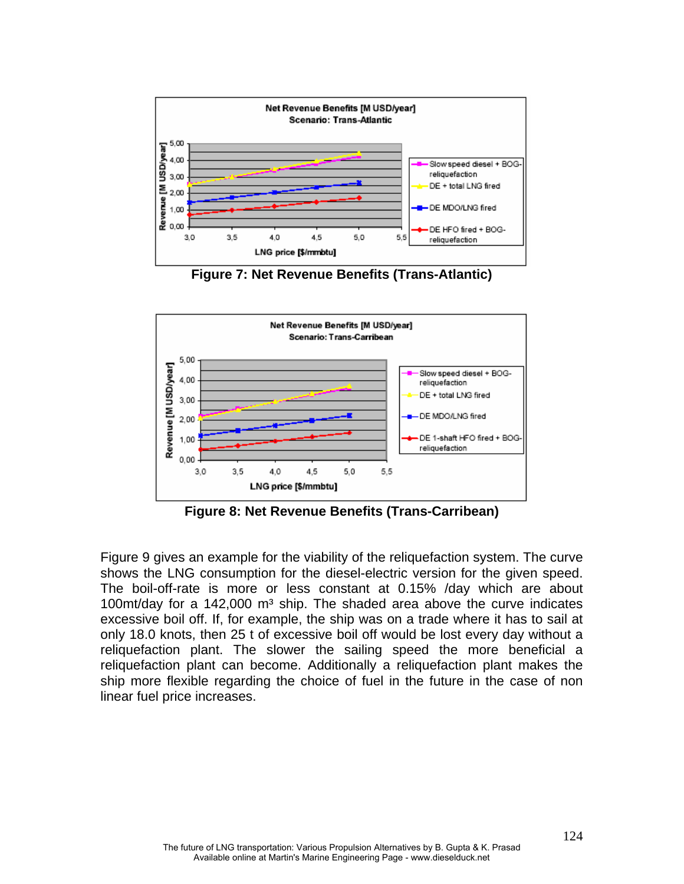Figure 7: Net Revenue Benefits (Trans-Atlantic)

Figure 8: Net Revenue Benefits (Trans-Carribean)

Figure 9 gives an example for the viability of the reliquefaction system. The curve shows the LNG consumption for the diesel-electric version for the given speed. The boil-off-rate is more or less constant at 0.15% /day which are about 100mt/day for a 142,000 m³ ship. The shaded area above the curve indicates excessive boil off. If, for example, the ship was on a trade where it has to sail at only 18.0 knots, then 25 t of excessive boil off would be lost every day without a reliquefaction plant. The slower the sailing speed the more beneficial a reliquefaction plant can become. Additionally a reliquefaction plant makes the ship more flexible regarding the choice of fuel in the future in the case of non linear fuel price increases.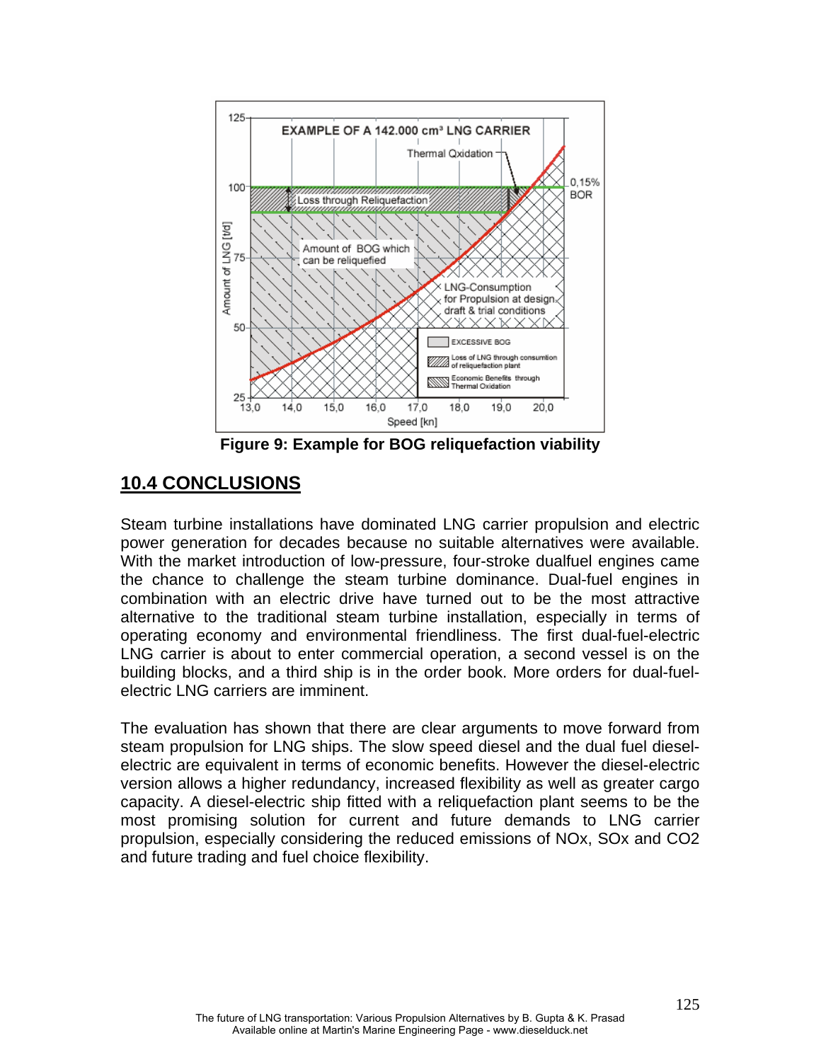Figure 9: Example for BOG reliquefaction viability

## 10.4 CONCLUSIONS

Steam turbine installations have dominated LNG carrier propulsion and electric power generation for decades because no suitable alternatives were available. With the market introduction of low-pressure, four-stroke dualfuel engines came the chance to challenge the steam turbine dominance. Dual-fuel engines in combination with an electric drive have turned out to be the most attractive alternative to the traditional steam turbine installation, especially in terms of operating economy and environmental friendliness. The first dual-fuel-electric LNG carrier is about to enter commercial operation, a second vessel is on the building blocks, and a third ship is in the order book. More orders for dual-fuel-electric LNG carriers are imminent.

The evaluation has shown that there are clear arguments to move forward from steam propulsion for LNG ships. The slow speed diesel and the dual fuel diesel-electric are equivalent in terms of economic benefits. However the diesel-electric version allows a higher redundancy, increased flexibility as well as greater cargo capacity. A diesel-electric ship fitted with a reliquefaction plant seems to be the most promising solution for current and future demands to LNG carrier propulsion, especially considering the reduced emissions of NOx, SOx and CO2 and future trading and fuel choice flexibility.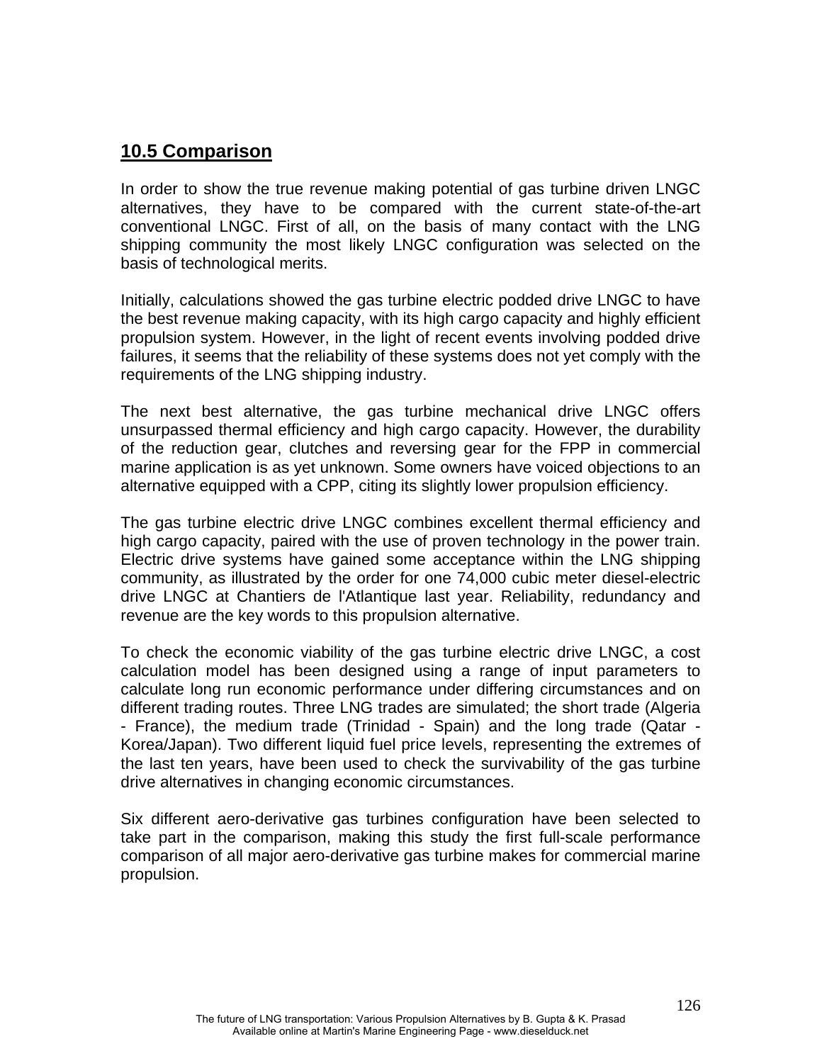## 10.5 Comparison

In order to show the true revenue making potential of gas turbine driven LNGC alternatives, they have to be compared with the current state-of-the-art conventional LNGC. First of all, on the basis of many contact with the LNG shipping community the most likely LNGC configuration was selected on the basis of technological merits.

Initially, calculations showed the gas turbine electric podded drive LNGC to have the best revenue making capacity, with its high cargo capacity and highly efficient propulsion system. However, in the light of recent events involving podded drive failures, it seems that the reliability of these systems does not yet comply with the requirements of the LNG shipping industry.

The next best alternative, the gas turbine mechanical drive LNGC offers unsurpassed thermal efficiency and high cargo capacity. However, the durability of the reduction gear, clutches and reversing gear for the FPP in commercial marine application is as yet unknown. Some owners have voiced objections to an alternative equipped with a CPP, citing its slightly lower propulsion efficiency.

The gas turbine electric drive LNGC combines excellent thermal efficiency and high cargo capacity, paired with the use of proven technology in the power train. Electric drive systems have gained some acceptance within the LNG shipping community, as illustrated by the order for one 74,000 cubic meter diesel-electric drive LNGC at Chantiers de l'Atlantique last year. Reliability, redundancy and revenue are the key words to this propulsion alternative.

To check the economic viability of the gas turbine electric drive LNGC, a cost calculation model has been designed using a range of input parameters to calculate long run economic performance under differing circumstances and on different trading routes. Three LNG trades are simulated; the short trade (Algeria - France), the medium trade (Trinidad - Spain) and the long trade (Qatar - Korea/Japan). Two different liquid fuel price levels, representing the extremes of the last ten years, have been used to check the survivability of the gas turbine drive alternatives in changing economic circumstances.

Six different aero-derivative gas turbines configuration have been selected to take part in the comparison, making this study the first full-scale performance comparison of all major aero-derivative gas turbine makes for commercial marine propulsion.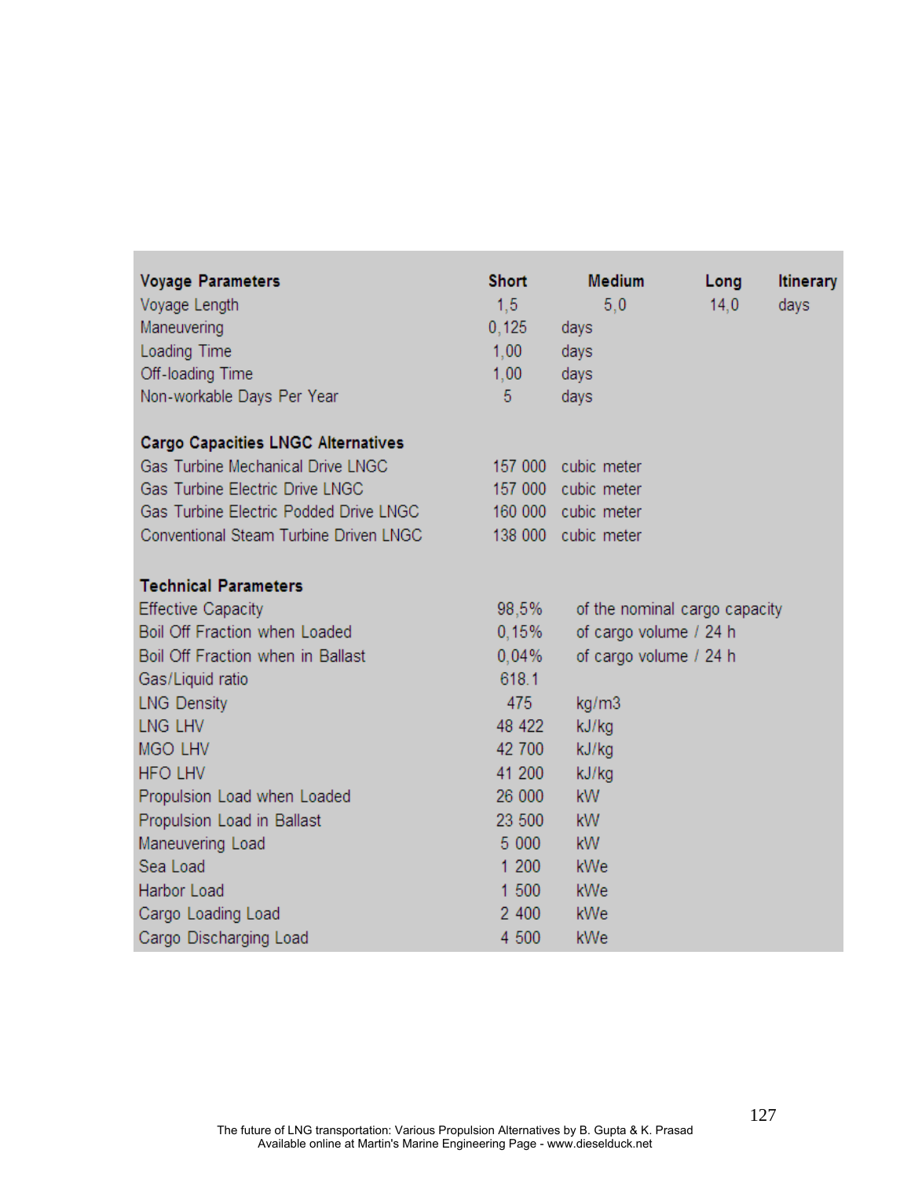| Voyage Parameters | Short | Medium | Long | Itinerary |
|---|---|---|---|---|
| Voyage Length | 1,5 | 5,0 | 14,0 | days |
| Maneuvering | 0,125 | days | | |
| Loading Time | 1,00 | days | | |
| Off-loading Time | 1,00 | days | | |
| Non-workable Days Per Year | 5 | days | | |

| Cargo Capacities LNGC Alternatives | | |
|---|---|---|
| Gas Turbine Mechanical Drive LNGC | 157 000 | cubic meter |
| Gas Turbine Electric Drive LNGC | 157 000 | cubic meter |
| Gas Turbine Electric Podded Drive LNGC | 160 000 | cubic meter |
| Conventional Steam Turbine Driven LNGC | 138 000 | cubic meter |

| Technical Parameters | | |
|---|---|---|
| Effective Capacity | 98,5% | of the nominal cargo capacity |
| Boil Off Fraction when Loaded | 0,15% | of cargo volume / 24 h |
| Boil Off Fraction when in Ballast | 0,04% | of cargo volume / 24 h |
| Gas/Liquid ratio | 618.1 | |
| LNG Density | 475 | kg/m3 |
| LNG LHV | 48 422 | kJ/kg |
| MGO LHV | 42 700 | kJ/kg |
| HFO LHV | 41 200 | kJ/kg |
| Propulsion Load when Loaded | 26 000 | kW |
| Propulsion Load in Ballast | 23 500 | kW |
| Maneuvering Load | 5 000 | kW |
| Sea Load | 1 200 | kWe |
| Harbor Load | 1 500 | kWe |
| Cargo Loading Load | 2 400 | kWe |
| Cargo Discharging Load | 4 500 | kWe |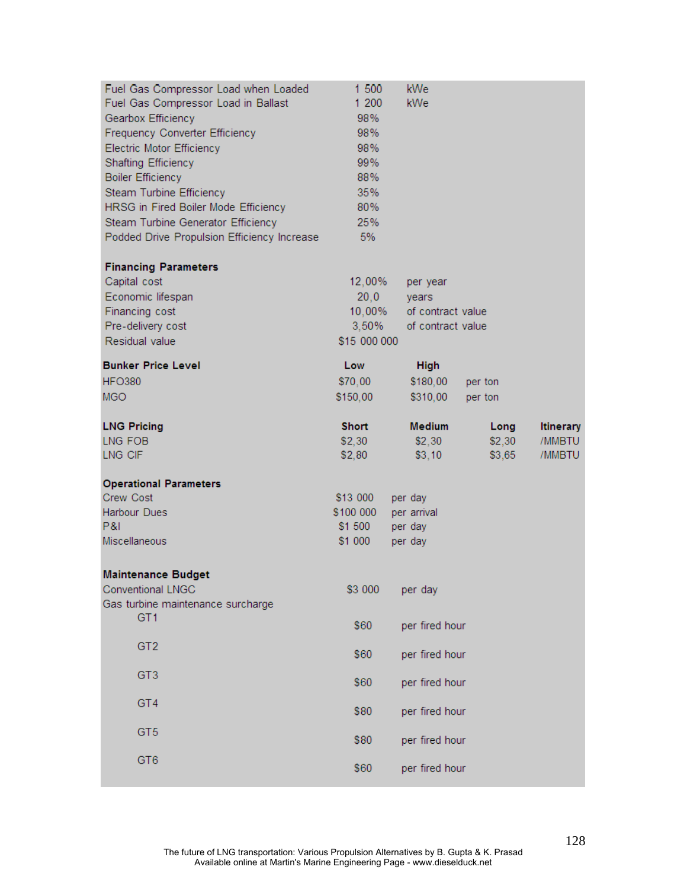| | | |
|---|---|---|
| Fuel Gas Compressor Load when Loaded | 1 500 | kWe |
| Fuel Gas Compressor Load in Ballast | 1 200 | kWe |
| Gearbox Efficiency | 98% | |
| Frequency Converter Efficiency | 98% | |
| Electric Motor Efficiency | 98% | |
| Shafting Efficiency | 99% | |
| Boiler Efficiency | 88% | |
| Steam Turbine Efficiency | 35% | |
| HRSG in Fired Boiler Mode Efficiency | 80% | |
| Steam Turbine Generator Efficiency | 25% | |
| Podded Drive Propulsion Efficiency Increase | 5% | |

**Financing Parameters**

| | | |
|---|---|---|
| Capital cost | 12,00% | per year |
| Economic lifespan | 20,0 | years |
| Financing cost | 10,00% | of contract value |
| Pre-delivery cost | 3,50% | of contract value |
| Residual value | $15 000 000 | |

| **Bunker Price Level** | **Low** | **High** | |
|---|---|---|---|
| HFO380 | $70,00 | $180,00 | per ton |
| MGO | $150,00 | $310,00 | per ton |

| **LNG Pricing** | **Short** | **Medium** | **Long** | **Itinerary** |
|---|---|---|---|---|
| LNG FOB | $2,30 | $2,30 | $2,30 | /MMBTU |
| LNG CIF | $2,80 | $3,10 | $3,65 | /MMBTU |

**Operational Parameters**

| | | |
|---|---|---|
| Crew Cost | $13 000 | per day |
| Harbour Dues | $100 000 | per arrival |
| P&I | $1 500 | per day |
| Miscellaneous | $1 000 | per day |

**Maintenance Budget**

| | | |
|---|---|---|
| Conventional LNGC | $3 000 | per day |
| Gas turbine maintenance surcharge | | |
| GT1 | $60 | per fired hour |
| GT2 | $60 | per fired hour |
| GT3 | $60 | per fired hour |
| GT4 | $80 | per fired hour |
| GT5 | $80 | per fired hour |
| GT6 | $60 | per fired hour |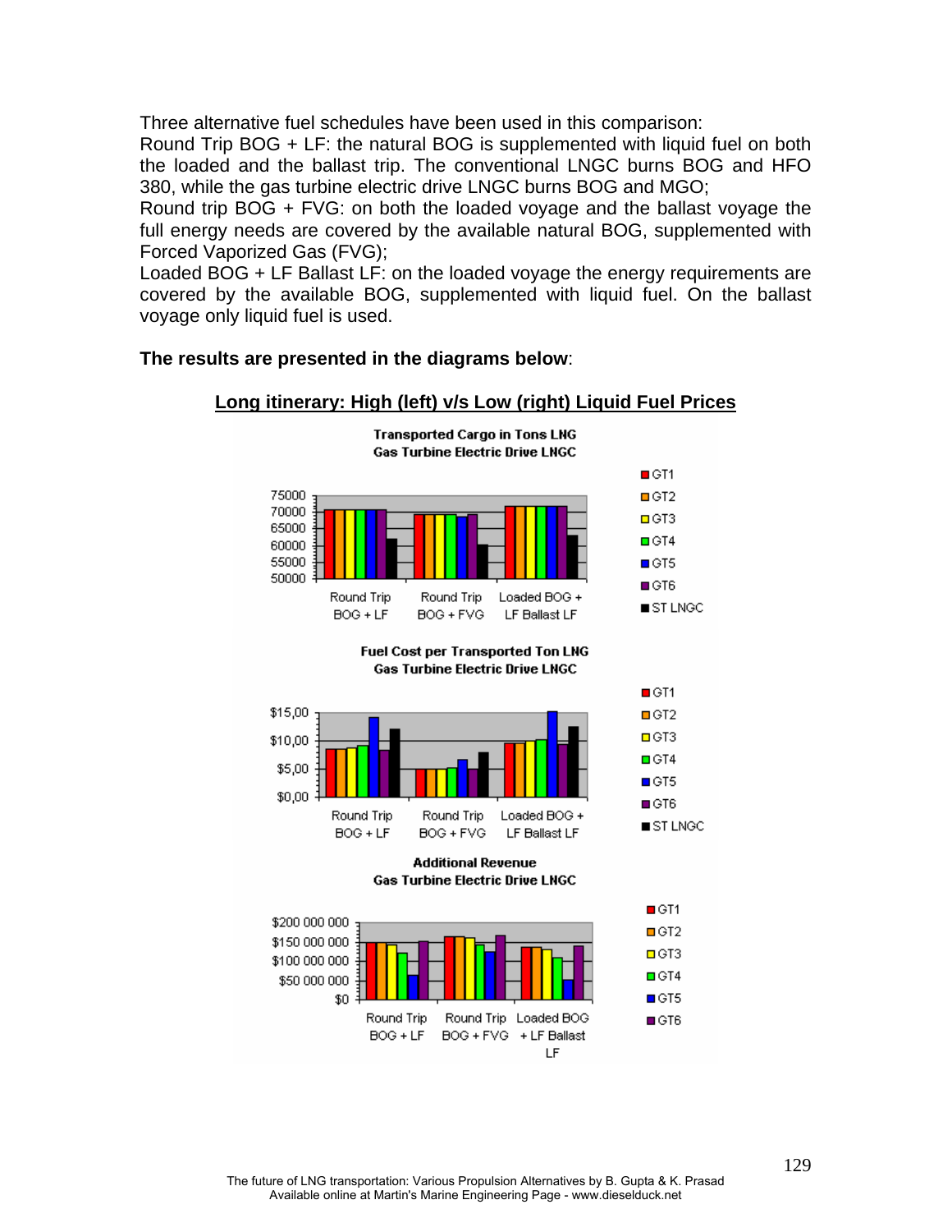Three alternative fuel schedules have been used in this comparison:
Round Trip BOG + LF: the natural BOG is supplemented with liquid fuel on both the loaded and the ballast trip. The conventional LNGC burns BOG and HFO 380, while the gas turbine electric drive LNGC burns BOG and MGO;
Round trip BOG + FVG: on both the loaded voyage and the ballast voyage the full energy needs are covered by the available natural BOG, supplemented with Forced Vaporized Gas (FVG);
Loaded BOG + LF Ballast LF: on the loaded voyage the energy requirements are covered by the available BOG, supplemented with liquid fuel. On the ballast voyage only liquid fuel is used.

**The results are presented in the diagrams below**:

**Long itinerary: High (left) v/s Low (right) Liquid Fuel Prices**

Transported Cargo in Tons LNG
Gas Turbine Electric Drive LNGC

Fuel Cost per Transported Ton LNG
Gas Turbine Electric Drive LNGC

Additional Revenue
Gas Turbine Electric Drive LNGC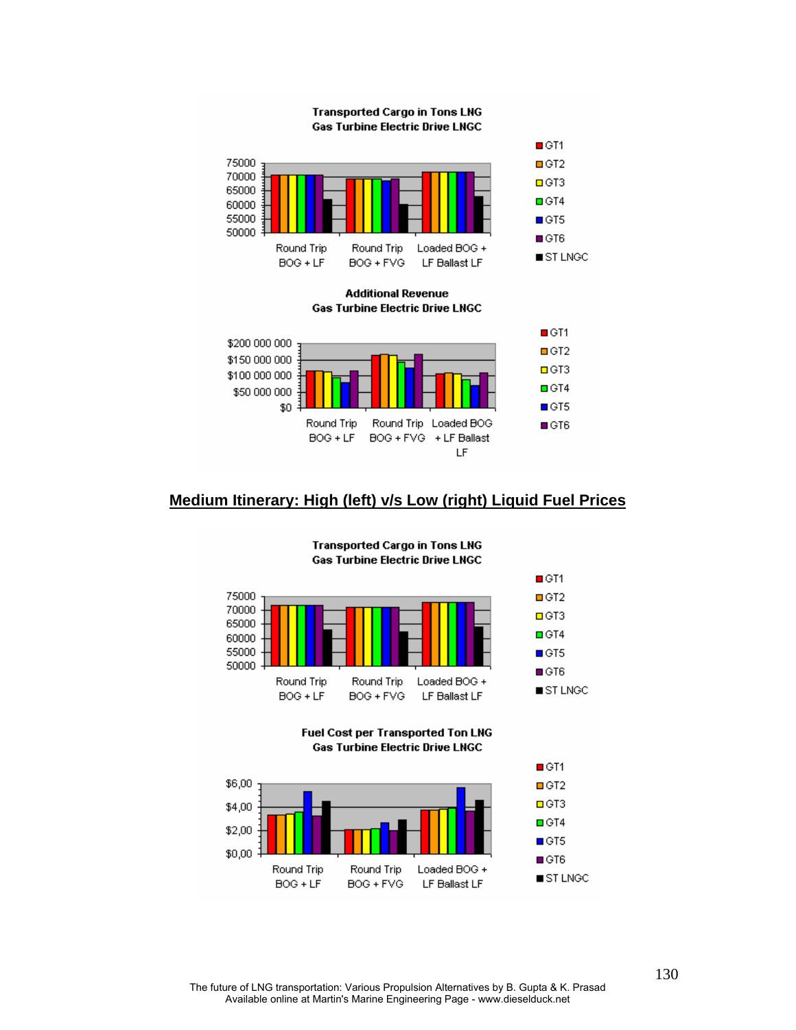Transported Cargo in Tons LNG
Gas Turbine Electric Drive LNGC

Additional Revenue
Gas Turbine Electric Drive LNGC

## Medium Itinerary: High (left) v/s Low (right) Liquid Fuel Prices

Transported Cargo in Tons LNG
Gas Turbine Electric Drive LNGC

Fuel Cost per Transported Ton LNG
Gas Turbine Electric Drive LNGC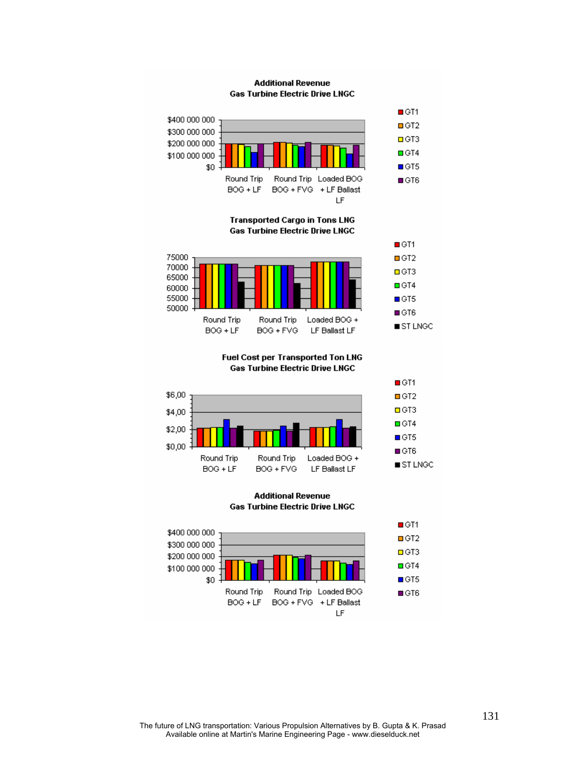**Additional Revenue**
**Gas Turbine Electric Drive LNGC**

$400 000 000
$300 000 000
$200 000 000
$100 000 000
$0

Round Trip BOG + LF | Round Trip BOG + FVG | Loaded BOG + LF Ballast LF

GT1, GT2, GT3, GT4, GT5, GT6

**Transported Cargo in Tons LNG**
**Gas Turbine Electric Drive LNGC**

75000
70000
65000
60000
55000
50000

Round Trip BOG + LF | Round Trip BOG + FVG | Loaded BOG + LF Ballast LF

GT1, GT2, GT3, GT4, GT5, GT6, ST LNGC

**Fuel Cost per Transported Ton LNG**
**Gas Turbine Electric Drive LNGC**

$6,00
$4,00
$2,00
$0,00

Round Trip BOG + LF | Round Trip BOG + FVG | Loaded BOG + LF Ballast LF

GT1, GT2, GT3, GT4, GT5, GT6, ST LNGC

**Additional Revenue**
**Gas Turbine Electric Drive LNGC**

$400 000 000
$300 000 000
$200 000 000
$100 000 000
$0

Round Trip BOG + LF | Round Trip BOG + FVG | Loaded BOG + LF Ballast LF

GT1, GT2, GT3, GT4, GT5, GT6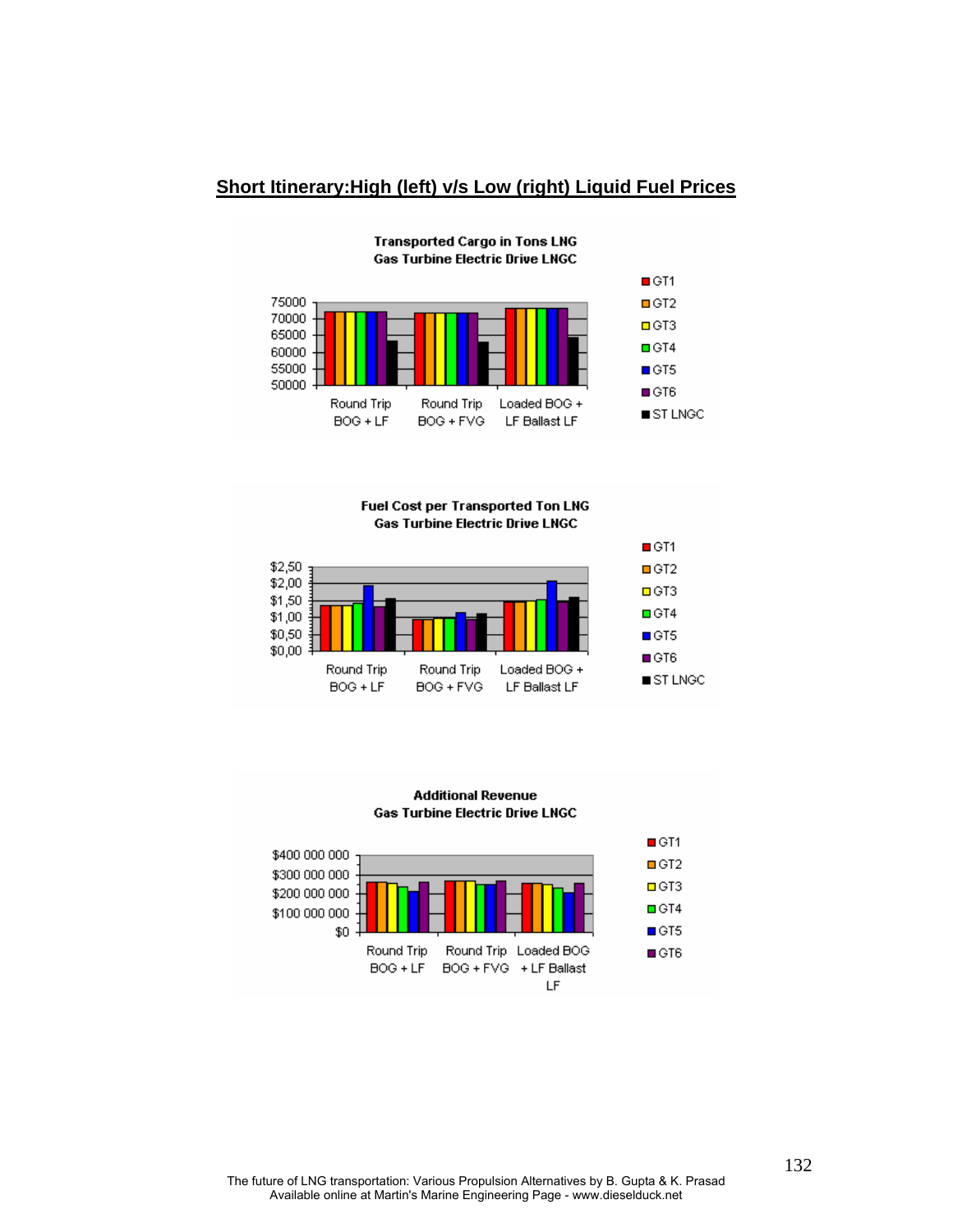## Short Itinerary:High (left) v/s Low (right) Liquid Fuel Prices

**Transported Cargo in Tons LNG**
**Gas Turbine Electric Drive LNGC**

75000
70000
65000
60000
55000
50000

Round Trip BOG + LF | Round Trip BOG + FVG | Loaded BOG + LF Ballast LF

GT1, GT2, GT3, GT4, GT5, GT6, ST LNGC

**Fuel Cost per Transported Ton LNG**
**Gas Turbine Electric Drive LNGC**

$2,50
$2,00
$1,50
$1,00
$0,50
$0,00

Round Trip BOG + LF | Round Trip BOG + FVG | Loaded BOG + LF Ballast LF

GT1, GT2, GT3, GT4, GT5, GT6, ST LNGC

**Additional Revenue**
**Gas Turbine Electric Drive LNGC**

$400 000 000
$300 000 000
$200 000 000
$100 000 000
$0

Round Trip BOG + LF | Round Trip BOG + FVG | Loaded BOG + LF Ballast LF

GT1, GT2, GT3, GT4, GT5, GT6

The future of LNG transportation: Various Propulsion Alternatives by B. Gupta & K. Prasad
Available online at Martin's Marine Engineering Page - www.dieselduck.net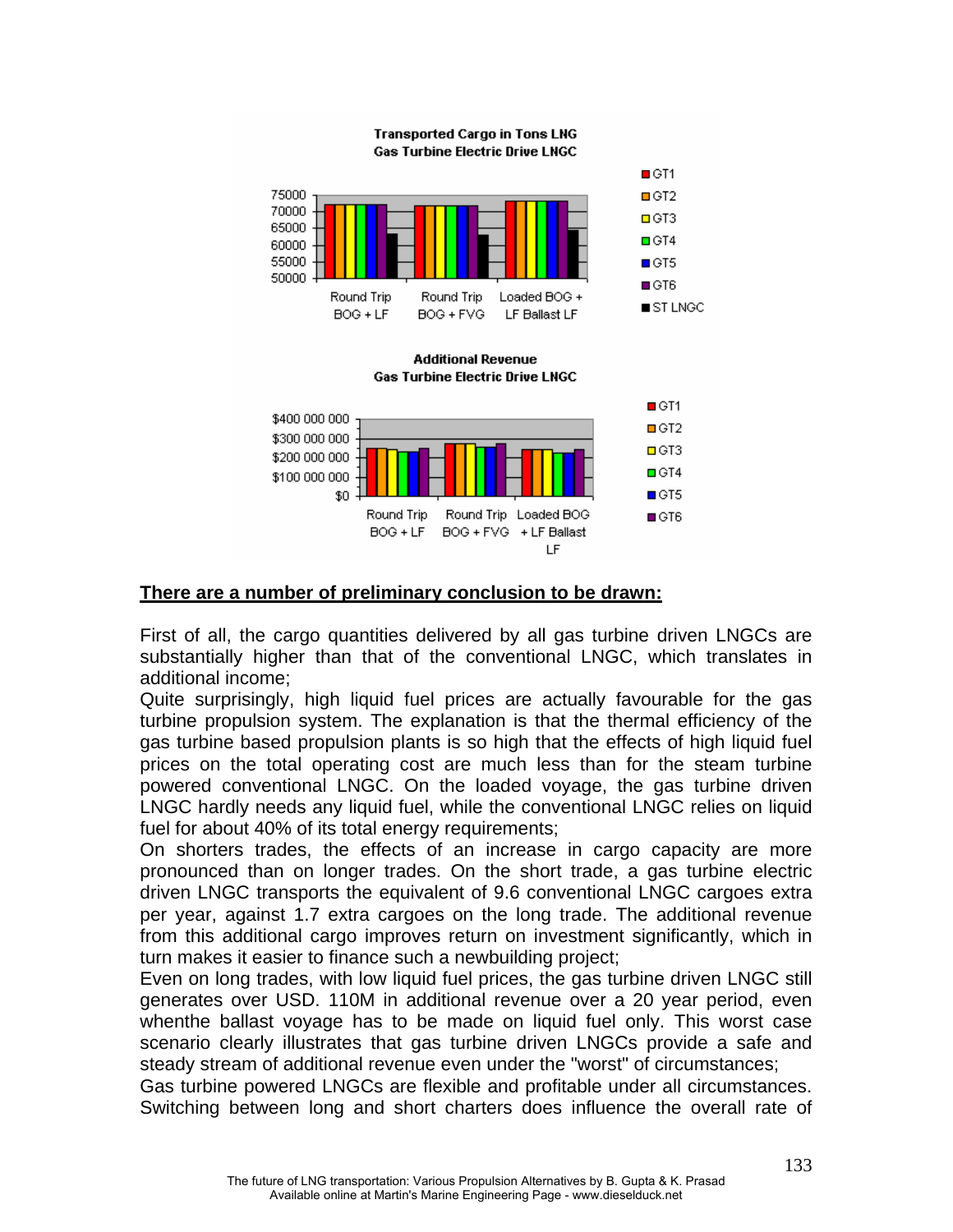**Transported Cargo in Tons LNG**
**Gas Turbine Electric Drive LNGC**

**Additional Revenue**
**Gas Turbine Electric Drive LNGC**

<u>**There are a number of preliminary conclusion to be drawn:**</u>

First of all, the cargo quantities delivered by all gas turbine driven LNGCs are substantially higher than that of the conventional LNGC, which translates in additional income;

Quite surprisingly, high liquid fuel prices are actually favourable for the gas turbine propulsion system. The explanation is that the thermal efficiency of the gas turbine based propulsion plants is so high that the effects of high liquid fuel prices on the total operating cost are much less than for the steam turbine powered conventional LNGC. On the loaded voyage, the gas turbine driven LNGC hardly needs any liquid fuel, while the conventional LNGC relies on liquid fuel for about 40% of its total energy requirements;

On shorters trades, the effects of an increase in cargo capacity are more pronounced than on longer trades. On the short trade, a gas turbine electric driven LNGC transports the equivalent of 9.6 conventional LNGC cargoes extra per year, against 1.7 extra cargoes on the long trade. The additional revenue from this additional cargo improves return on investment significantly, which in turn makes it easier to finance such a newbuilding project;

Even on long trades, with low liquid fuel prices, the gas turbine driven LNGC still generates over USD. 110M in additional revenue over a 20 year period, even whenthe ballast voyage has to be made on liquid fuel only. This worst case scenario clearly illustrates that gas turbine driven LNGCs provide a safe and steady stream of additional revenue even under the "worst" of circumstances;

Gas turbine powered LNGCs are flexible and profitable under all circumstances. Switching between long and short charters does influence the overall rate of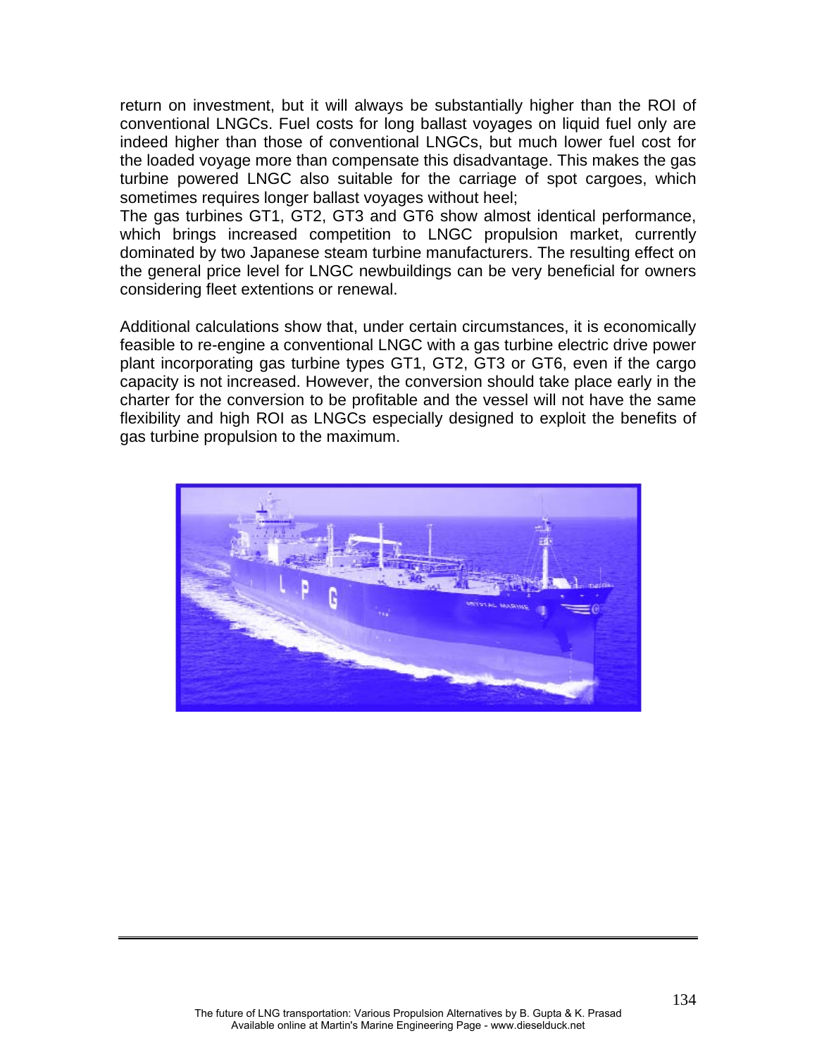return on investment, but it will always be substantially higher than the ROI of conventional LNGCs. Fuel costs for long ballast voyages on liquid fuel only are indeed higher than those of conventional LNGCs, but much lower fuel cost for the loaded voyage more than compensate this disadvantage. This makes the gas turbine powered LNGC also suitable for the carriage of spot cargoes, which sometimes requires longer ballast voyages without heel;

The gas turbines GT1, GT2, GT3 and GT6 show almost identical performance, which brings increased competition to LNGC propulsion market, currently dominated by two Japanese steam turbine manufacturers. The resulting effect on the general price level for LNGC newbuildings can be very beneficial for owners considering fleet extentions or renewal.

Additional calculations show that, under certain circumstances, it is economically feasible to re-engine a conventional LNGC with a gas turbine electric drive power plant incorporating gas turbine types GT1, GT2, GT3 or GT6, even if the cargo capacity is not increased. However, the conversion should take place early in the charter for the conversion to be profitable and the vessel will not have the same flexibility and high ROI as LNGCs especially designed to exploit the benefits of gas turbine propulsion to the maximum.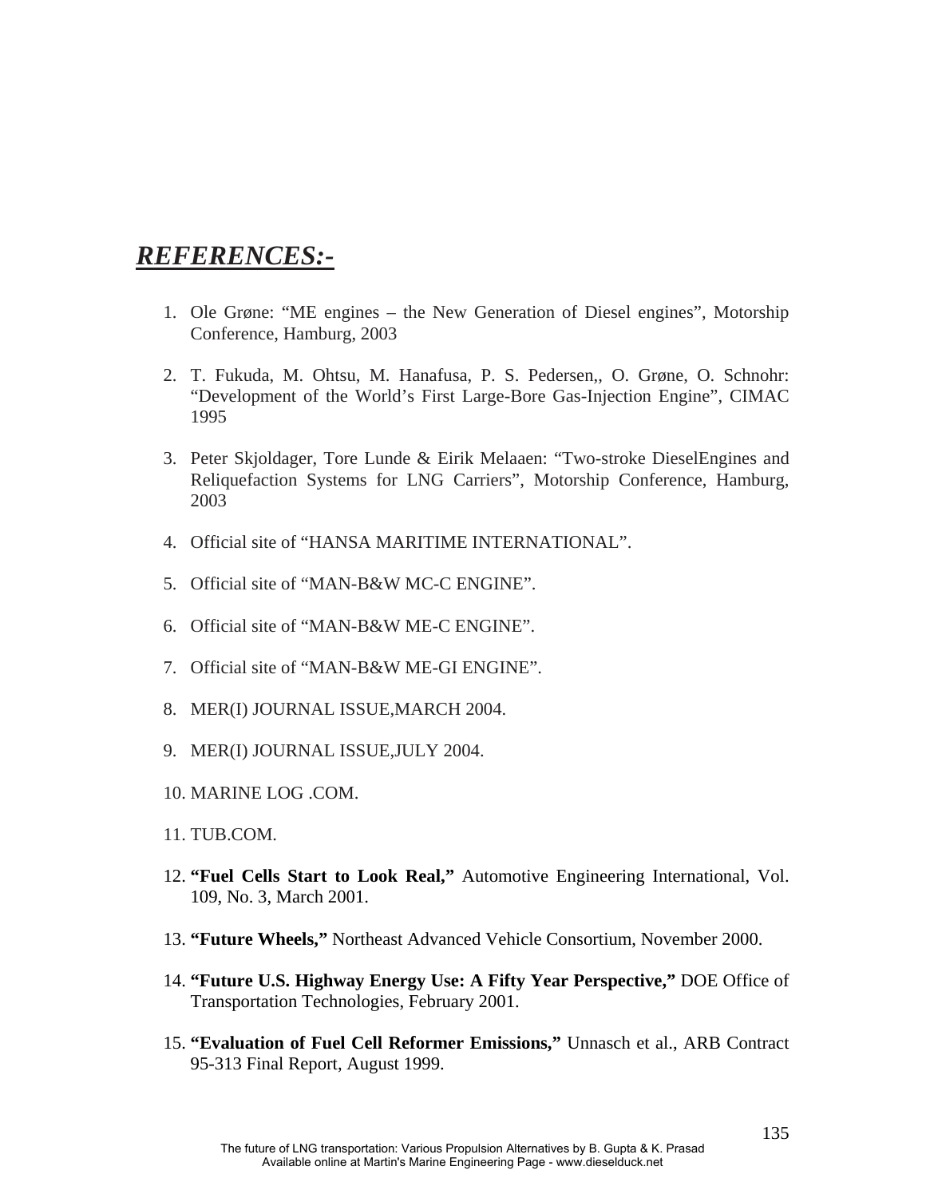## ***REFERENCES:-***

1. Ole Grøne: "ME engines – the New Generation of Diesel engines", Motorship Conference, Hamburg, 2003
2. T. Fukuda, M. Ohtsu, M. Hanafusa, P. S. Pedersen,, O. Grøne, O. Schnohr: "Development of the World's First Large-Bore Gas-Injection Engine", CIMAC 1995
3. Peter Skjoldager, Tore Lunde & Eirik Melaaen: "Two-stroke DieselEngines and Reliquefaction Systems for LNG Carriers", Motorship Conference, Hamburg, 2003
4. Official site of "HANSA MARITIME INTERNATIONAL".
5. Official site of "MAN-B&W MC-C ENGINE".
6. Official site of "MAN-B&W ME-C ENGINE".
7. Official site of "MAN-B&W ME-GI ENGINE".
8. MER(I) JOURNAL ISSUE,MARCH 2004.
9. MER(I) JOURNAL ISSUE,JULY 2004.
10. MARINE LOG .COM.
11. TUB.COM.
12. **"Fuel Cells Start to Look Real,"** Automotive Engineering International, Vol. 109, No. 3, March 2001.
13. **"Future Wheels,"** Northeast Advanced Vehicle Consortium, November 2000.
14. **"Future U.S. Highway Energy Use: A Fifty Year Perspective,"** DOE Office of Transportation Technologies, February 2001.
15. **"Evaluation of Fuel Cell Reformer Emissions,"** Unnasch et al., ARB Contract 95-313 Final Report, August 1999.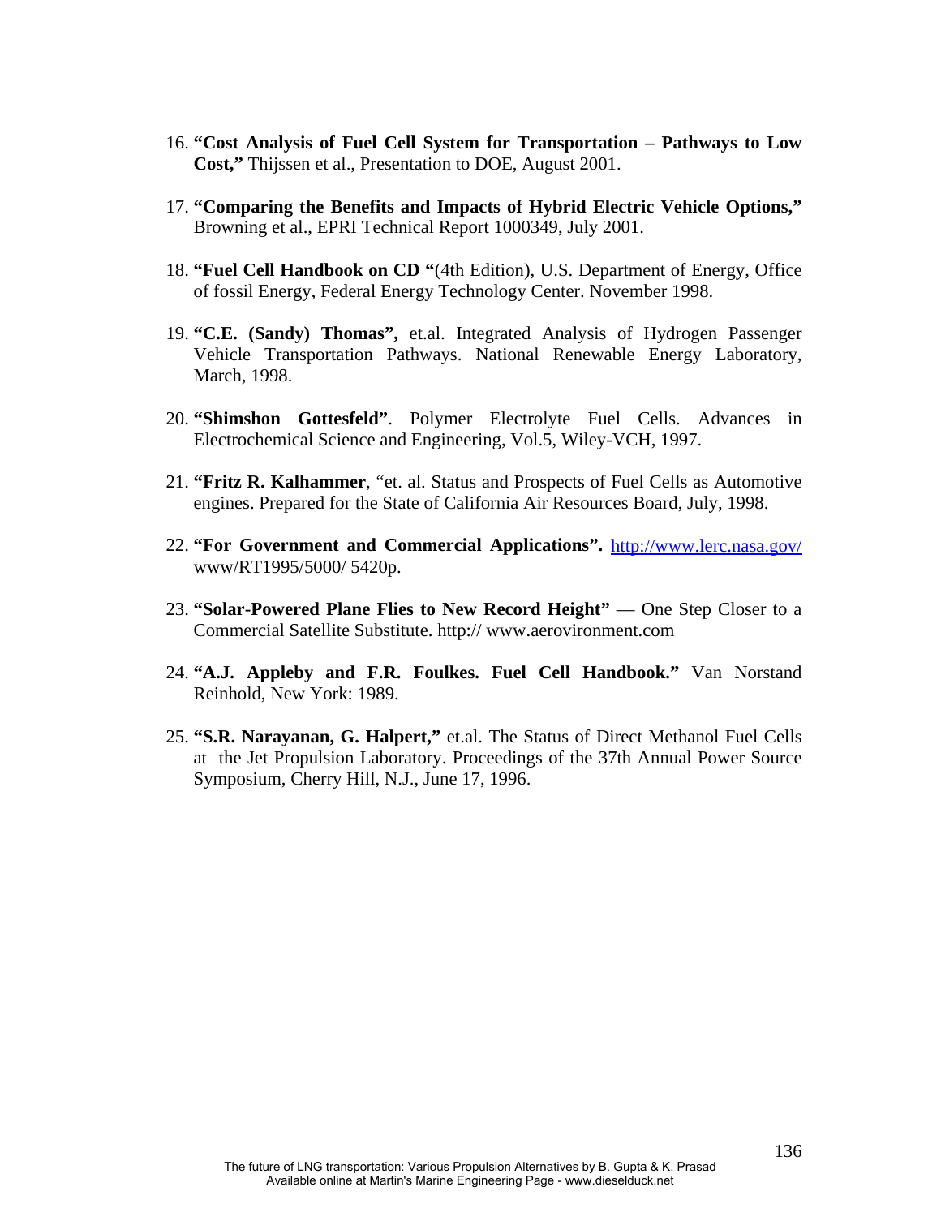16. **"Cost Analysis of Fuel Cell System for Transportation – Pathways to Low Cost,"** Thijssen et al., Presentation to DOE, August 2001.

17. **"Comparing the Benefits and Impacts of Hybrid Electric Vehicle Options,"** Browning et al., EPRI Technical Report 1000349, July 2001.

18. **"Fuel Cell Handbook on CD "**(4th Edition), U.S. Department of Energy, Office of fossil Energy, Federal Energy Technology Center. November 1998.

19. **"C.E. (Sandy) Thomas",** et.al. Integrated Analysis of Hydrogen Passenger Vehicle Transportation Pathways. National Renewable Energy Laboratory, March, 1998.

20. **"Shimshon Gottesfeld"**. Polymer Electrolyte Fuel Cells. Advances in Electrochemical Science and Engineering, Vol.5, Wiley-VCH, 1997.

21. **"Fritz R. Kalhammer**, "et. al. Status and Prospects of Fuel Cells as Automotive engines. Prepared for the State of California Air Resources Board, July, 1998.

22. **"For Government and Commercial Applications".** http://www.lerc.nasa.gov/ www/RT1995/5000/ 5420p.

23. **"Solar-Powered Plane Flies to New Record Height"** — One Step Closer to a Commercial Satellite Substitute. http:// www.aerovironment.com

24. **"A.J. Appleby and F.R. Foulkes. Fuel Cell Handbook."** Van Norstand Reinhold, New York: 1989.

25. **"S.R. Narayanan, G. Halpert,"** et.al. The Status of Direct Methanol Fuel Cells at the Jet Propulsion Laboratory. Proceedings of the 37th Annual Power Source Symposium, Cherry Hill, N.J., June 17, 1996.